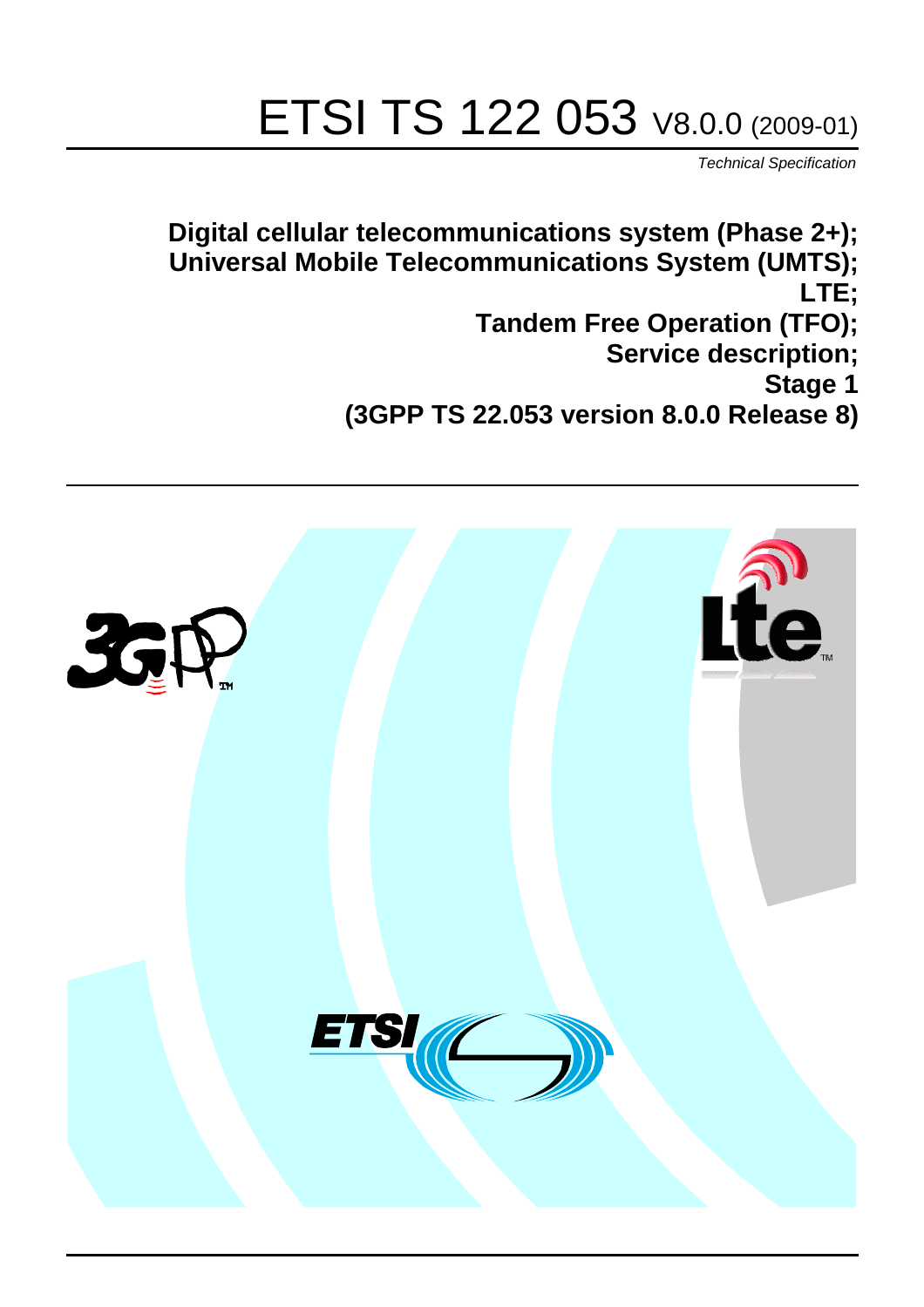# ETSI TS 122 053 V8.0.0 (2009-01)

*Technical Specification*

**Digital cellular telecommunications system (Phase 2+);**
**Universal Mobile Telecommunications System (UMTS);**
**LTE;**
**Tandem Free Operation (TFO);**
**Service description;**
**Stage 1**
**(3GPP TS 22.053 version 8.0.0 Release 8)**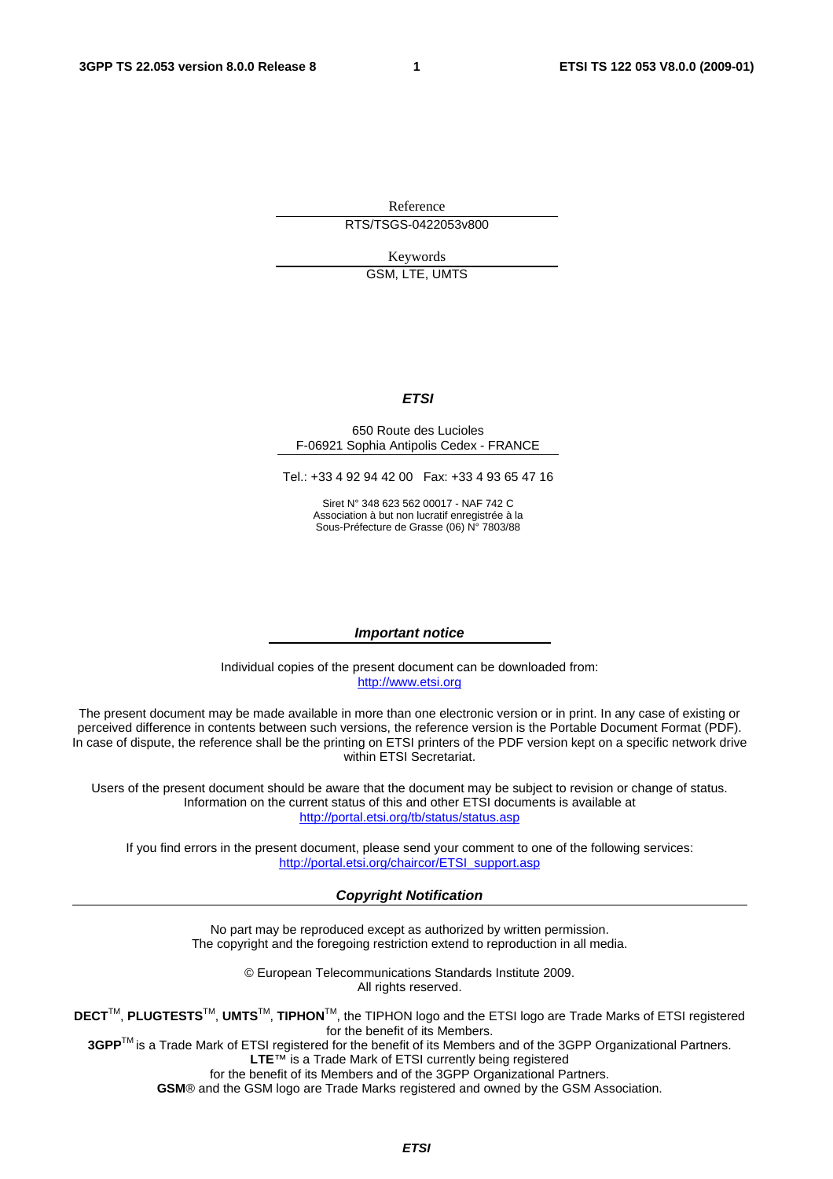Reference

RTS/TSGS-0422053v800

Keywords

GSM, LTE, UMTS

***ETSI***

650 Route des Lucioles
F-06921 Sophia Antipolis Cedex - FRANCE

Tel.: +33 4 92 94 42 00 Fax: +33 4 93 65 47 16

Siret N° 348 623 562 00017 - NAF 742 C
Association à but non lucratif enregistrée à la
Sous-Préfecture de Grasse (06) N° 7803/88

***Important notice***

Individual copies of the present document can be downloaded from:
http://www.etsi.org

The present document may be made available in more than one electronic version or in print. In any case of existing or perceived difference in contents between such versions, the reference version is the Portable Document Format (PDF). In case of dispute, the reference shall be the printing on ETSI printers of the PDF version kept on a specific network drive within ETSI Secretariat.

Users of the present document should be aware that the document may be subject to revision or change of status. Information on the current status of this and other ETSI documents is available at
http://portal.etsi.org/tb/status/status.asp

If you find errors in the present document, please send your comment to one of the following services:
http://portal.etsi.org/chaircor/ETSI_support.asp

***Copyright Notification***

No part may be reproduced except as authorized by written permission.
The copyright and the foregoing restriction extend to reproduction in all media.

© European Telecommunications Standards Institute 2009.
All rights reserved.

**DECT**TM, **PLUGTESTS**TM, **UMTS**TM, **TIPHON**TM, the TIPHON logo and the ETSI logo are Trade Marks of ETSI registered for the benefit of its Members.
**3GPP**TM is a Trade Mark of ETSI registered for the benefit of its Members and of the 3GPP Organizational Partners.
**LTE**™ is a Trade Mark of ETSI currently being registered
for the benefit of its Members and of the 3GPP Organizational Partners.
**GSM**® and the GSM logo are Trade Marks registered and owned by the GSM Association.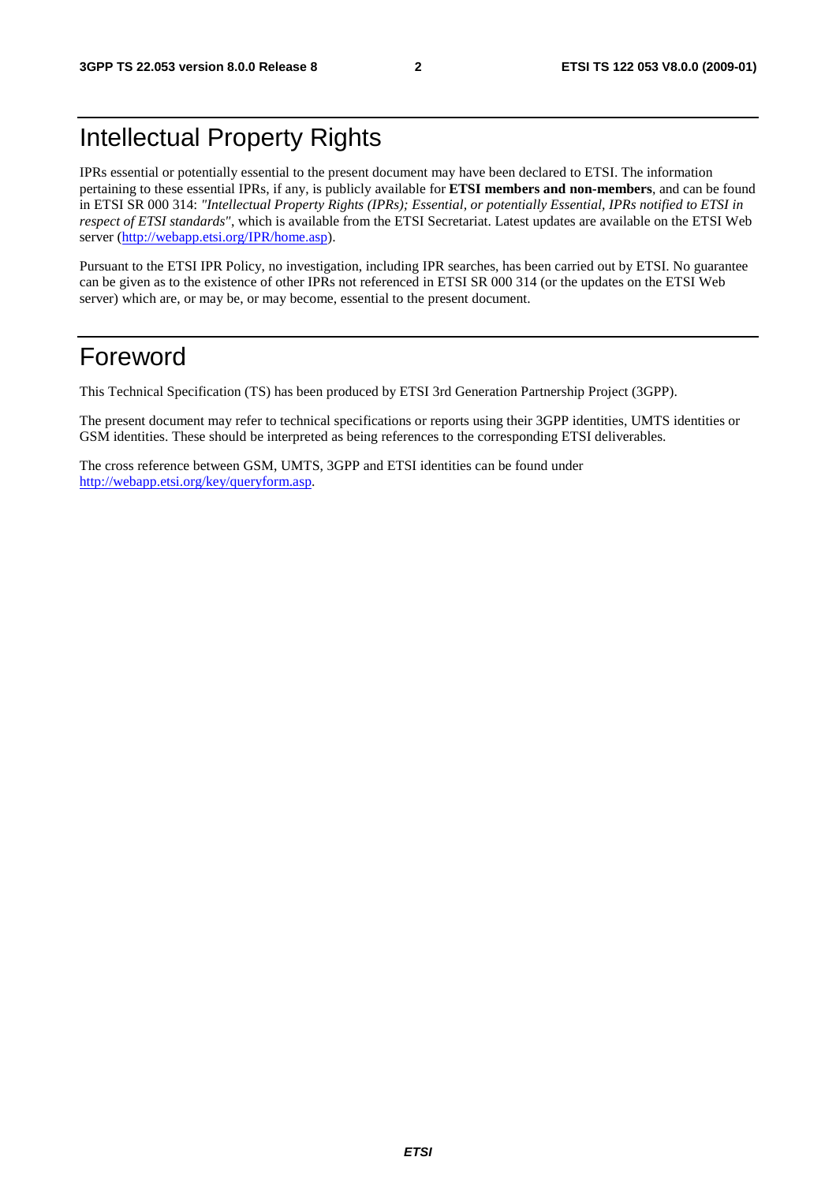# Intellectual Property Rights

IPRs essential or potentially essential to the present document may have been declared to ETSI. The information pertaining to these essential IPRs, if any, is publicly available for **ETSI members and non-members**, and can be found in ETSI SR 000 314: *"Intellectual Property Rights (IPRs); Essential, or potentially Essential, IPRs notified to ETSI in respect of ETSI standards"*, which is available from the ETSI Secretariat. Latest updates are available on the ETSI Web server (http://webapp.etsi.org/IPR/home.asp).

Pursuant to the ETSI IPR Policy, no investigation, including IPR searches, has been carried out by ETSI. No guarantee can be given as to the existence of other IPRs not referenced in ETSI SR 000 314 (or the updates on the ETSI Web server) which are, or may be, or may become, essential to the present document.

# Foreword

This Technical Specification (TS) has been produced by ETSI 3rd Generation Partnership Project (3GPP).

The present document may refer to technical specifications or reports using their 3GPP identities, UMTS identities or GSM identities. These should be interpreted as being references to the corresponding ETSI deliverables.

The cross reference between GSM, UMTS, 3GPP and ETSI identities can be found under http://webapp.etsi.org/key/queryform.asp.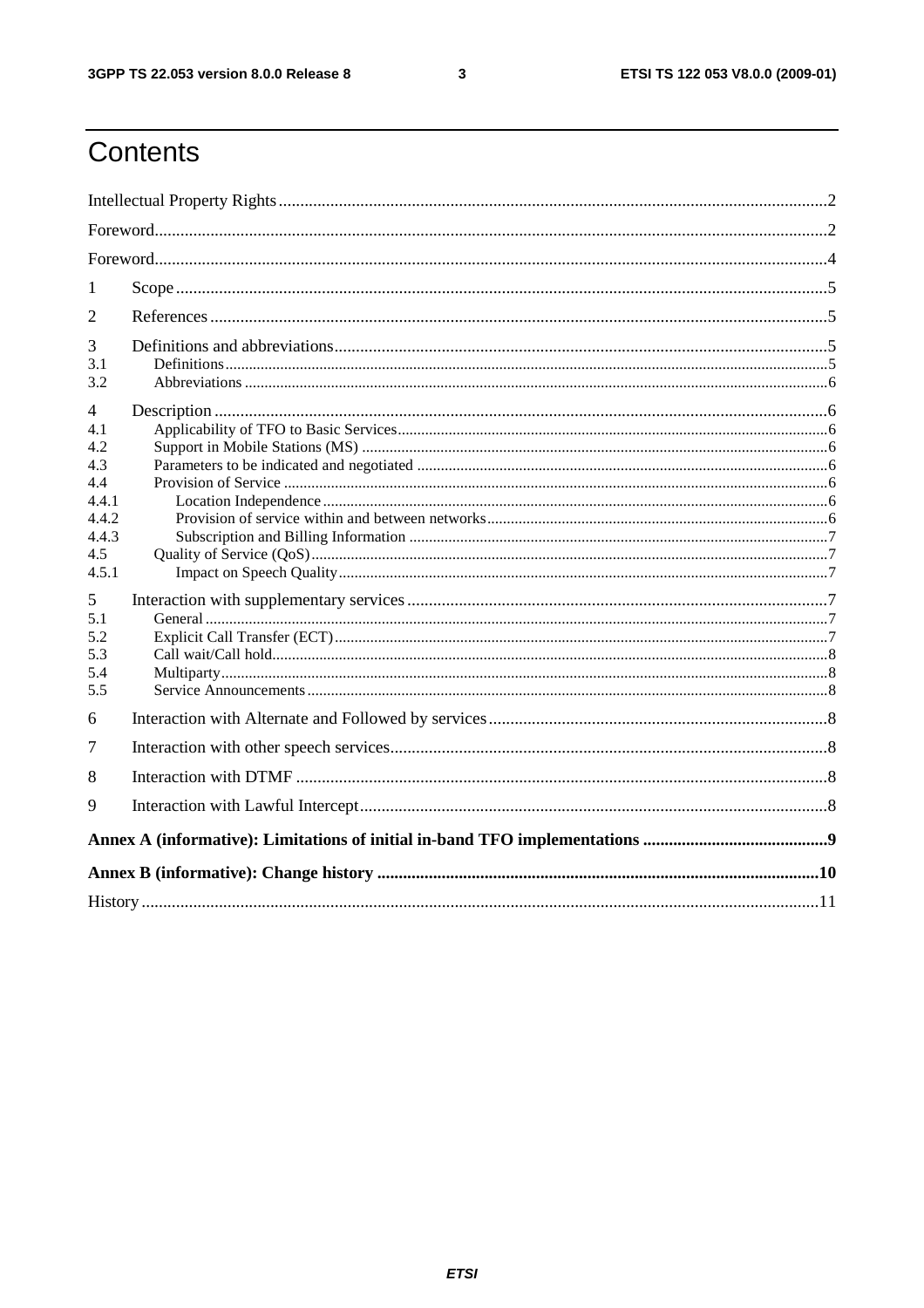# Contents

Intellectual Property Rights ..... 2

Foreword ..... 2

Foreword ..... 4

1 Scope ..... 5

2 References ..... 5

3 Definitions and abbreviations ..... 5

3.1 Definitions ..... 5

3.2 Abbreviations ..... 6

4 Description ..... 6

4.1 Applicability of TFO to Basic Services ..... 6

4.2 Support in Mobile Stations (MS) ..... 6

4.3 Parameters to be indicated and negotiated ..... 6

4.4 Provision of Service ..... 6

4.4.1 Location Independence ..... 6

4.4.2 Provision of service within and between networks ..... 6

4.4.3 Subscription and Billing Information ..... 7

4.5 Quality of Service (QoS) ..... 7

4.5.1 Impact on Speech Quality ..... 7

5 Interaction with supplementary services ..... 7

5.1 General ..... 7

5.2 Explicit Call Transfer (ECT) ..... 7

5.3 Call wait/Call hold ..... 8

5.4 Multiparty ..... 8

5.5 Service Announcements ..... 8

6 Interaction with Alternate and Followed by services ..... 8

7 Interaction with other speech services ..... 8

8 Interaction with DTMF ..... 8

9 Interaction with Lawful Intercept ..... 8

**Annex A (informative): Limitations of initial in-band TFO implementations ..... 9**

**Annex B (informative): Change history ..... 10**

History ..... 11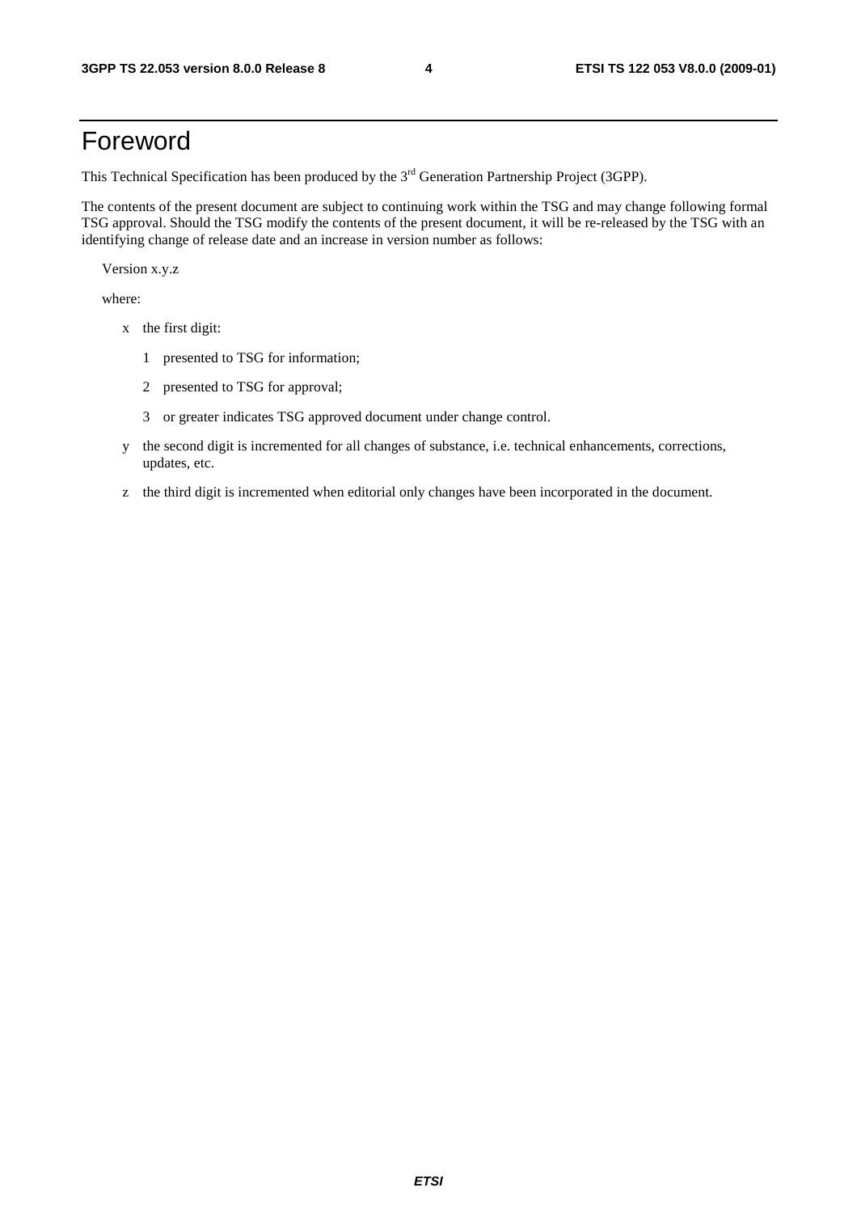# Foreword

This Technical Specification has been produced by the 3rd Generation Partnership Project (3GPP).

The contents of the present document are subject to continuing work within the TSG and may change following formal TSG approval. Should the TSG modify the contents of the present document, it will be re-released by the TSG with an identifying change of release date and an increase in version number as follows:

Version x.y.z

where:

- x the first digit:
  - 1 presented to TSG for information;
  - 2 presented to TSG for approval;
  - 3 or greater indicates TSG approved document under change control.
- y the second digit is incremented for all changes of substance, i.e. technical enhancements, corrections, updates, etc.
- z the third digit is incremented when editorial only changes have been incorporated in the document.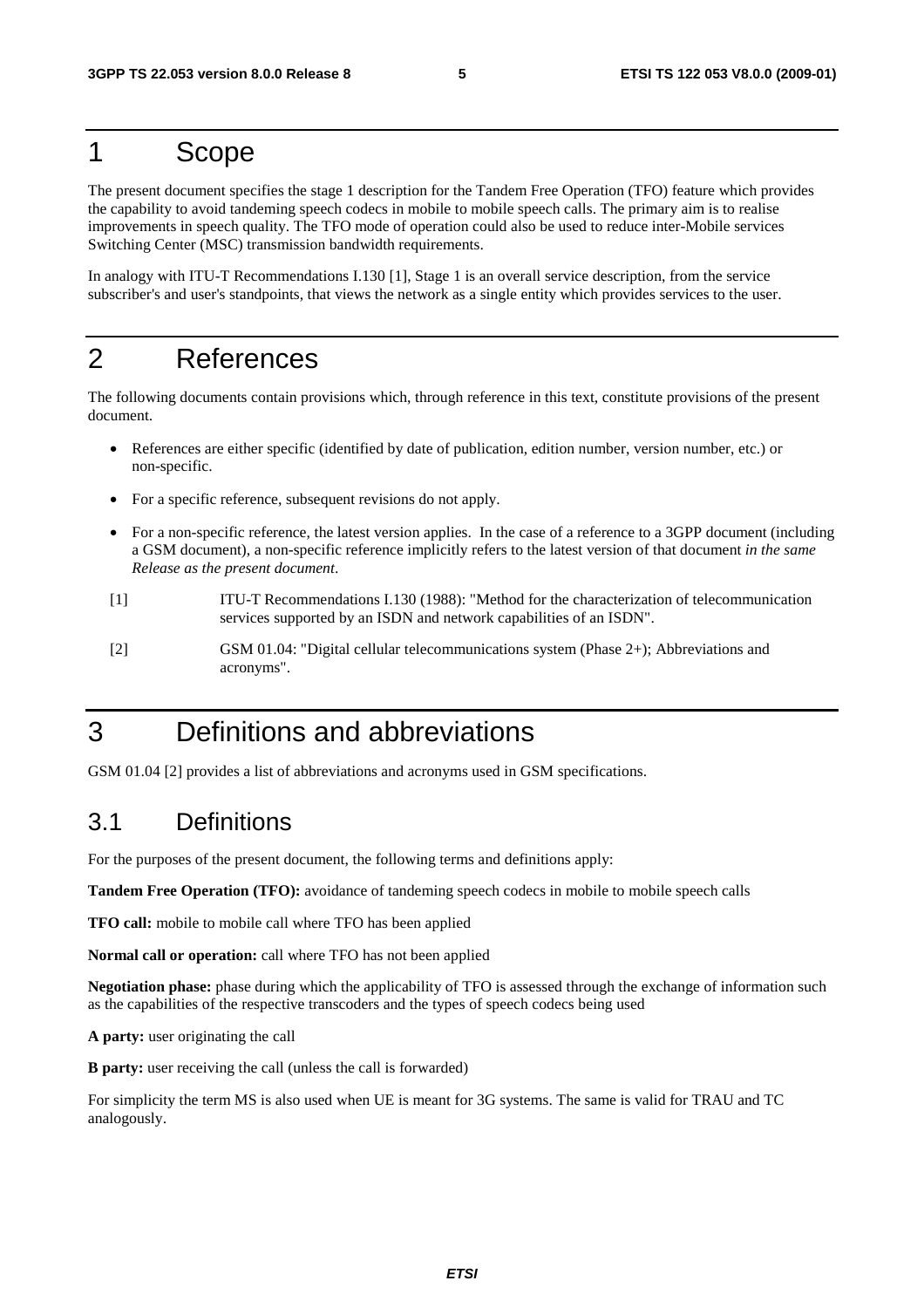# 1 Scope

The present document specifies the stage 1 description for the Tandem Free Operation (TFO) feature which provides the capability to avoid tandeming speech codecs in mobile to mobile speech calls. The primary aim is to realise improvements in speech quality. The TFO mode of operation could also be used to reduce inter-Mobile services Switching Center (MSC) transmission bandwidth requirements.

In analogy with ITU-T Recommendations I.130 [1], Stage 1 is an overall service description, from the service subscriber's and user's standpoints, that views the network as a single entity which provides services to the user.

# 2 References

The following documents contain provisions which, through reference in this text, constitute provisions of the present document.

- References are either specific (identified by date of publication, edition number, version number, etc.) or non-specific.
- For a specific reference, subsequent revisions do not apply.
- For a non-specific reference, the latest version applies. In the case of a reference to a 3GPP document (including a GSM document), a non-specific reference implicitly refers to the latest version of that document *in the same Release as the present document*.

[1] ITU-T Recommendations I.130 (1988): "Method for the characterization of telecommunication services supported by an ISDN and network capabilities of an ISDN".

[2] GSM 01.04: "Digital cellular telecommunications system (Phase 2+); Abbreviations and acronyms".

# 3 Definitions and abbreviations

GSM 01.04 [2] provides a list of abbreviations and acronyms used in GSM specifications.

## 3.1 Definitions

For the purposes of the present document, the following terms and definitions apply:

**Tandem Free Operation (TFO):** avoidance of tandeming speech codecs in mobile to mobile speech calls

**TFO call:** mobile to mobile call where TFO has been applied

**Normal call or operation:** call where TFO has not been applied

**Negotiation phase:** phase during which the applicability of TFO is assessed through the exchange of information such as the capabilities of the respective transcoders and the types of speech codecs being used

**A party:** user originating the call

**B party:** user receiving the call (unless the call is forwarded)

For simplicity the term MS is also used when UE is meant for 3G systems. The same is valid for TRAU and TC analogously.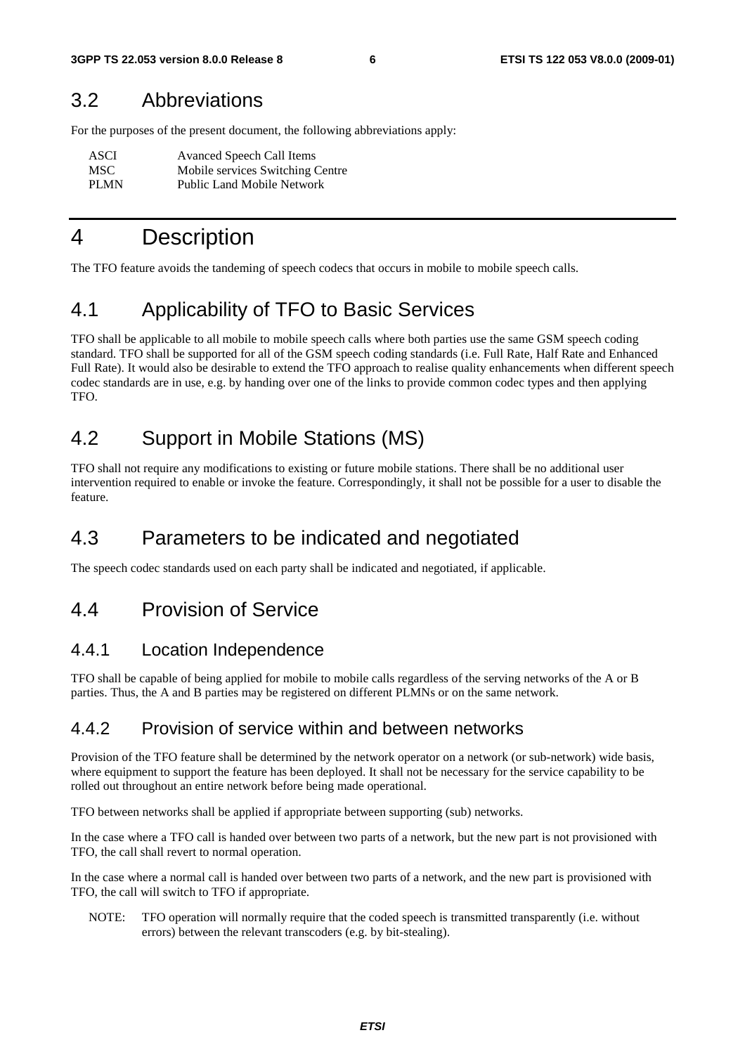## 3.2 Abbreviations

For the purposes of the present document, the following abbreviations apply:

| | |
|---|---|
| ASCI | Avanced Speech Call Items |
| MSC | Mobile services Switching Centre |
| PLMN | Public Land Mobile Network |

# 4 Description

The TFO feature avoids the tandeming of speech codecs that occurs in mobile to mobile speech calls.

## 4.1 Applicability of TFO to Basic Services

TFO shall be applicable to all mobile to mobile speech calls where both parties use the same GSM speech coding standard. TFO shall be supported for all of the GSM speech coding standards (i.e. Full Rate, Half Rate and Enhanced Full Rate). It would also be desirable to extend the TFO approach to realise quality enhancements when different speech codec standards are in use, e.g. by handing over one of the links to provide common codec types and then applying TFO.

## 4.2 Support in Mobile Stations (MS)

TFO shall not require any modifications to existing or future mobile stations. There shall be no additional user intervention required to enable or invoke the feature. Correspondingly, it shall not be possible for a user to disable the feature.

## 4.3 Parameters to be indicated and negotiated

The speech codec standards used on each party shall be indicated and negotiated, if applicable.

## 4.4 Provision of Service

### 4.4.1 Location Independence

TFO shall be capable of being applied for mobile to mobile calls regardless of the serving networks of the A or B parties. Thus, the A and B parties may be registered on different PLMNs or on the same network.

### 4.4.2 Provision of service within and between networks

Provision of the TFO feature shall be determined by the network operator on a network (or sub-network) wide basis, where equipment to support the feature has been deployed. It shall not be necessary for the service capability to be rolled out throughout an entire network before being made operational.

TFO between networks shall be applied if appropriate between supporting (sub) networks.

In the case where a TFO call is handed over between two parts of a network, but the new part is not provisioned with TFO, the call shall revert to normal operation.

In the case where a normal call is handed over between two parts of a network, and the new part is provisioned with TFO, the call will switch to TFO if appropriate.

NOTE: TFO operation will normally require that the coded speech is transmitted transparently (i.e. without errors) between the relevant transcoders (e.g. by bit-stealing).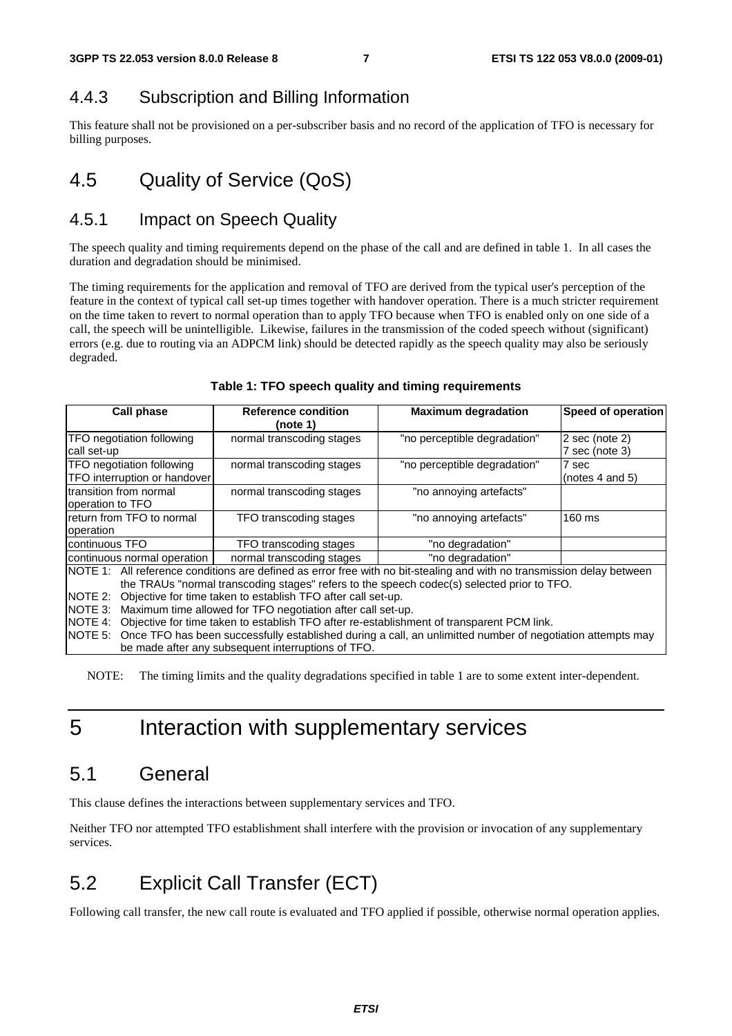### 4.4.3 Subscription and Billing Information

This feature shall not be provisioned on a per-subscriber basis and no record of the application of TFO is necessary for billing purposes.

## 4.5 Quality of Service (QoS)

### 4.5.1 Impact on Speech Quality

The speech quality and timing requirements depend on the phase of the call and are defined in table 1. In all cases the duration and degradation should be minimised.

The timing requirements for the application and removal of TFO are derived from the typical user's perception of the feature in the context of typical call set-up times together with handover operation. There is a much stricter requirement on the time taken to revert to normal operation than to apply TFO because when TFO is enabled only on one side of a call, the speech will be unintelligible. Likewise, failures in the transmission of the coded speech without (significant) errors (e.g. due to routing via an ADPCM link) should be detected rapidly as the speech quality may also be seriously degraded.

**Table 1: TFO speech quality and timing requirements**

| Call phase | Reference condition (note 1) | Maximum degradation | Speed of operation |
|---|---|---|---|
| TFO negotiation following call set-up | normal transcoding stages | "no perceptible degradation" | 2 sec (note 2)<br>7 sec (note 3) |
| TFO negotiation following TFO interruption or handover | normal transcoding stages | "no perceptible degradation" | 7 sec (notes 4 and 5) |
| transition from normal operation to TFO | normal transcoding stages | "no annoying artefacts" | |
| return from TFO to normal operation | TFO transcoding stages | "no annoying artefacts" | 160 ms |
| continuous TFO | TFO transcoding stages | "no degradation" | |
| continuous normal operation | normal transcoding stages | "no degradation" | |

NOTE 1: All reference conditions are defined as error free with no bit-stealing and with no transmission delay between the TRAUs "normal transcoding stages" refers to the speech codec(s) selected prior to TFO.
NOTE 2: Objective for time taken to establish TFO after call set-up.
NOTE 3: Maximum time allowed for TFO negotiation after call set-up.
NOTE 4: Objective for time taken to establish TFO after re-establishment of transparent PCM link.
NOTE 5: Once TFO has been successfully established during a call, an unlimited number of negotiation attempts may be made after any subsequent interruptions of TFO.

NOTE: The timing limits and the quality degradations specified in table 1 are to some extent inter-dependent.

# 5 Interaction with supplementary services

## 5.1 General

This clause defines the interactions between supplementary services and TFO.

Neither TFO nor attempted TFO establishment shall interfere with the provision or invocation of any supplementary services.

## 5.2 Explicit Call Transfer (ECT)

Following call transfer, the new call route is evaluated and TFO applied if possible, otherwise normal operation applies.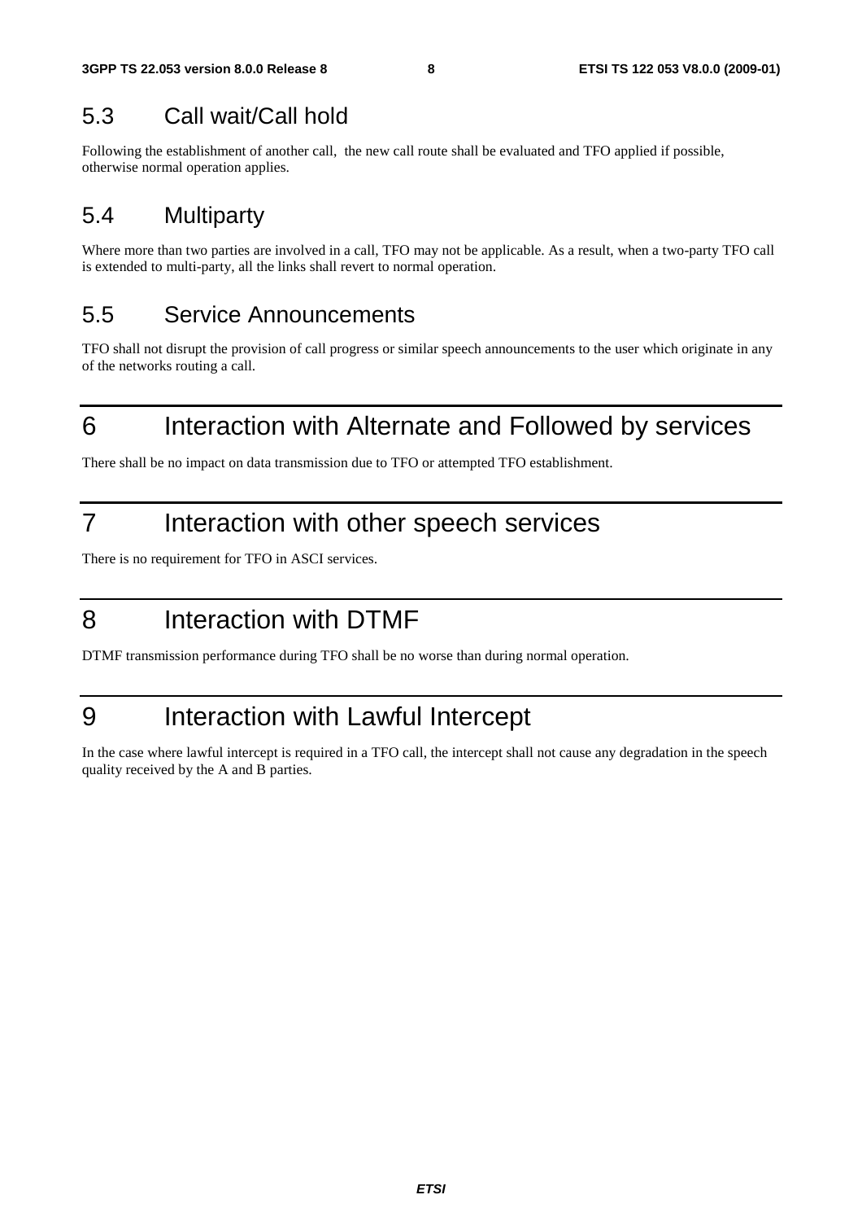### 5.3 Call wait/Call hold

Following the establishment of another call, the new call route shall be evaluated and TFO applied if possible, otherwise normal operation applies.

### 5.4 Multiparty

Where more than two parties are involved in a call, TFO may not be applicable. As a result, when a two-party TFO call is extended to multi-party, all the links shall revert to normal operation.

### 5.5 Service Announcements

TFO shall not disrupt the provision of call progress or similar speech announcements to the user which originate in any of the networks routing a call.

## 6 Interaction with Alternate and Followed by services

There shall be no impact on data transmission due to TFO or attempted TFO establishment.

## 7 Interaction with other speech services

There is no requirement for TFO in ASCI services.

## 8 Interaction with DTMF

DTMF transmission performance during TFO shall be no worse than during normal operation.

## 9 Interaction with Lawful Intercept

In the case where lawful intercept is required in a TFO call, the intercept shall not cause any degradation in the speech quality received by the A and B parties.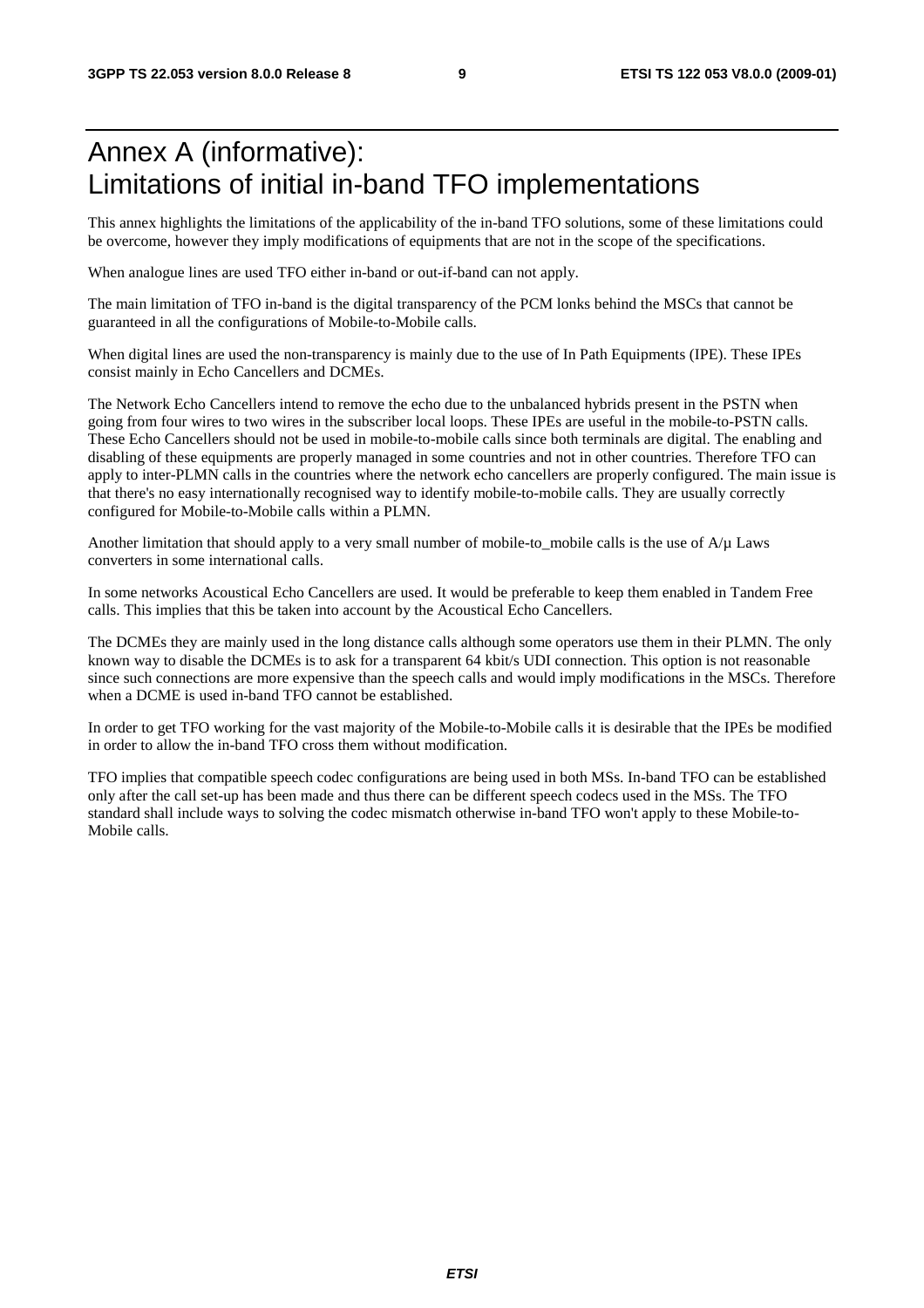# Annex A (informative): Limitations of initial in-band TFO implementations

This annex highlights the limitations of the applicability of the in-band TFO solutions, some of these limitations could be overcome, however they imply modifications of equipments that are not in the scope of the specifications.

When analogue lines are used TFO either in-band or out-if-band can not apply.

The main limitation of TFO in-band is the digital transparency of the PCM lonks behind the MSCs that cannot be guaranteed in all the configurations of Mobile-to-Mobile calls.

When digital lines are used the non-transparency is mainly due to the use of In Path Equipments (IPE). These IPEs consist mainly in Echo Cancellers and DCMEs.

The Network Echo Cancellers intend to remove the echo due to the unbalanced hybrids present in the PSTN when going from four wires to two wires in the subscriber local loops. These IPEs are useful in the mobile-to-PSTN calls. These Echo Cancellers should not be used in mobile-to-mobile calls since both terminals are digital. The enabling and disabling of these equipments are properly managed in some countries and not in other countries. Therefore TFO can apply to inter-PLMN calls in the countries where the network echo cancellers are properly configured. The main issue is that there's no easy internationally recognised way to identify mobile-to-mobile calls. They are usually correctly configured for Mobile-to-Mobile calls within a PLMN.

Another limitation that should apply to a very small number of mobile-to_mobile calls is the use of A/μ Laws converters in some international calls.

In some networks Acoustical Echo Cancellers are used. It would be preferable to keep them enabled in Tandem Free calls. This implies that this be taken into account by the Acoustical Echo Cancellers.

The DCMEs they are mainly used in the long distance calls although some operators use them in their PLMN. The only known way to disable the DCMEs is to ask for a transparent 64 kbit/s UDI connection. This option is not reasonable since such connections are more expensive than the speech calls and would imply modifications in the MSCs. Therefore when a DCME is used in-band TFO cannot be established.

In order to get TFO working for the vast majority of the Mobile-to-Mobile calls it is desirable that the IPEs be modified in order to allow the in-band TFO cross them without modification.

TFO implies that compatible speech codec configurations are being used in both MSs. In-band TFO can be established only after the call set-up has been made and thus there can be different speech codecs used in the MSs. The TFO standard shall include ways to solving the codec mismatch otherwise in-band TFO won't apply to these Mobile-to-Mobile calls.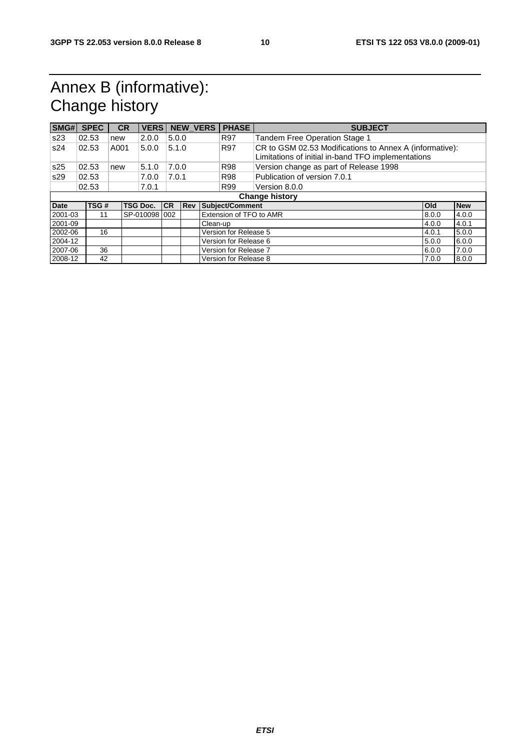# Annex B (informative): Change history

| SMG# | SPEC | CR | VERS | NEW_VERS | PHASE | SUBJECT |
|---|---|---|---|---|---|---|
| s23 | 02.53 | new | 2.0.0 | 5.0.0 | R97 | Tandem Free Operation Stage 1 |
| s24 | 02.53 | A001 | 5.0.0 | 5.1.0 | R97 | CR to GSM 02.53 Modifications to Annex A (informative): Limitations of initial in-band TFO implementations |
| s25 | 02.53 | new | 5.1.0 | 7.0.0 | R98 | Version change as part of Release 1998 |
| s29 | 02.53 | | 7.0.0 | 7.0.1 | R98 | Publication of version 7.0.1 |
| | 02.53 | | 7.0.1 | | R99 | Version 8.0.0 |

| Change history | | | | | | | |
|---|---|---|---|---|---|---|---|
| **Date** | **TSG #** | **TSG Doc.** | **CR** | **Rev** | **Subject/Comment** | **Old** | **New** |
| 2001-03 | 11 | SP-010098 | 002 | | Extension of TFO to AMR | 8.0.0 | 4.0.0 |
| 2001-09 | | | | | Clean-up | 4.0.0 | 4.0.1 |
| 2002-06 | 16 | | | | Version for Release 5 | 4.0.1 | 5.0.0 |
| 2004-12 | | | | | Version for Release 6 | 5.0.0 | 6.0.0 |
| 2007-06 | 36 | | | | Version for Release 7 | 6.0.0 | 7.0.0 |
| 2008-12 | 42 | | | | Version for Release 8 | 7.0.0 | 8.0.0 |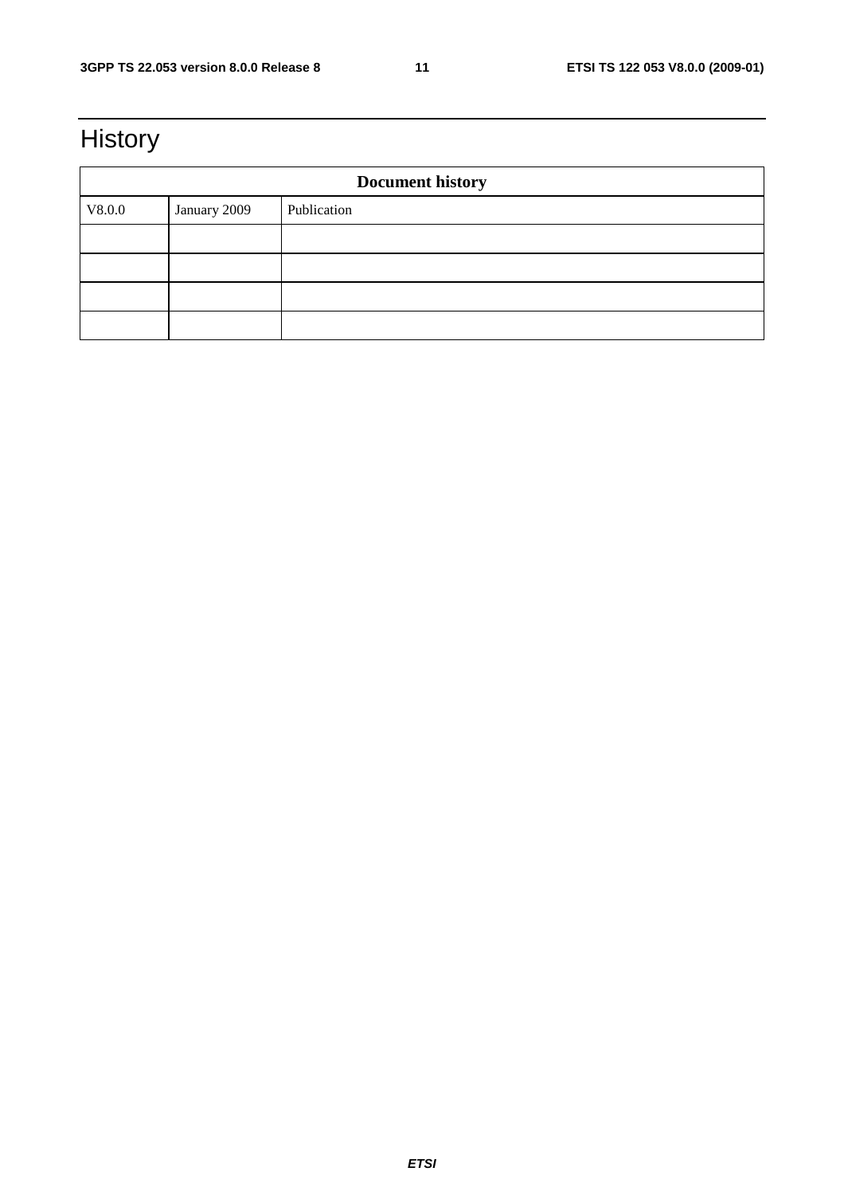# History

| Document history | | |
|---|---|---|
| V8.0.0 | January 2009 | Publication |
| | | |
| | | |
| | | |
| | | |